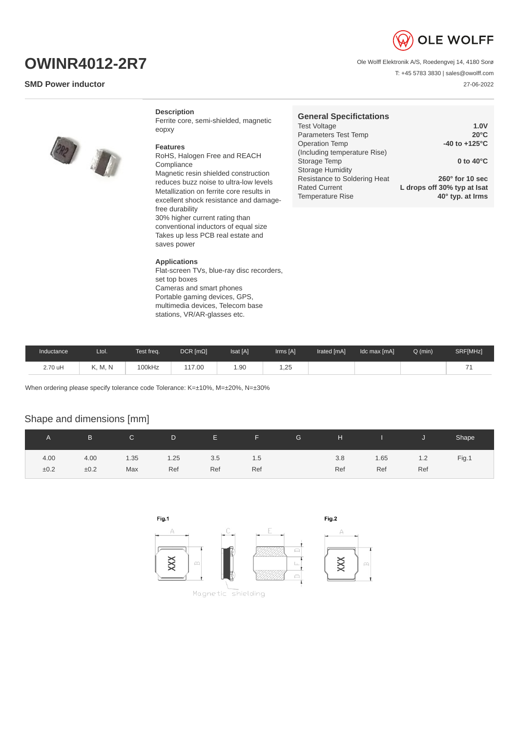# OWINR4012-2R7

**SMD Power inductor**

OLE WOLFF

Ole Wolff Elektronik A/S, Roedengvej 14, 4180 Sorø

T: +45 5783 3830 | sales@owolff.com

27-06-2022

**Description**

Ferrite core, semi-shielded, magnetic eopxy

**Features**

RoHS, Halogen Free and REACH Compliance

Magnetic resin shielded construction reduces buzz noise to ultra-low levels

Metallization on ferrite core results in excellent shock resistance and damage-free durability

30% higher current rating than conventional inductors of equal size

Takes up less PCB real estate and saves power

**Applications**

Flat-screen TVs, blue-ray disc recorders, set top boxes

Cameras and smart phones

Portable gaming devices, GPS, multimedia devices, Telecom base stations, VR/AR-glasses etc.

## General Specifications

| | |
|---|---|
| Test Voltage | **1.0V** |
| Parameters Test Temp | **20°C** |
| Operation Temp (Including temperature Rise) | **-40 to +125°C** |
| Storage Temp | **0 to 40°C** |
| Storage Humidity | |
| Resistance to Soldering Heat | **260° for 10 sec** |
| Rated Current | **L drops off 30% typ at Isat** |
| Temperature Rise | **40° typ. at Irms** |

| Inductance | Ltol. | Test freq. | DCR [mΩ] | Isat [A] | Irms [A] | Irated [mA] | Idc max [mA] | Q (min) | SRF[MHz] |
|---|---|---|---|---|---|---|---|---|---|
| 2.70 uH | K, M, N | 100kHz | 117.00 | 1.90 | 1,25 | | | | 71 |

When ordering please specify tolerance code Tolerance: K=±10%, M=±20%, N=±30%

## Shape and dimensions [mm]

| A | B | C | D | E | F | G | H | I | J | Shape |
|---|---|---|---|---|---|---|---|---|---|---|
| 4.00 ±0.2 | 4.00 ±0.2 | 1.35 Max | 1.25 Ref | 3.5 Ref | 1.5 Ref | | 3.8 Ref | 1.65 Ref | 1.2 Ref | Fig.1 |

Fig.1

Fig.2

Magnetic shielding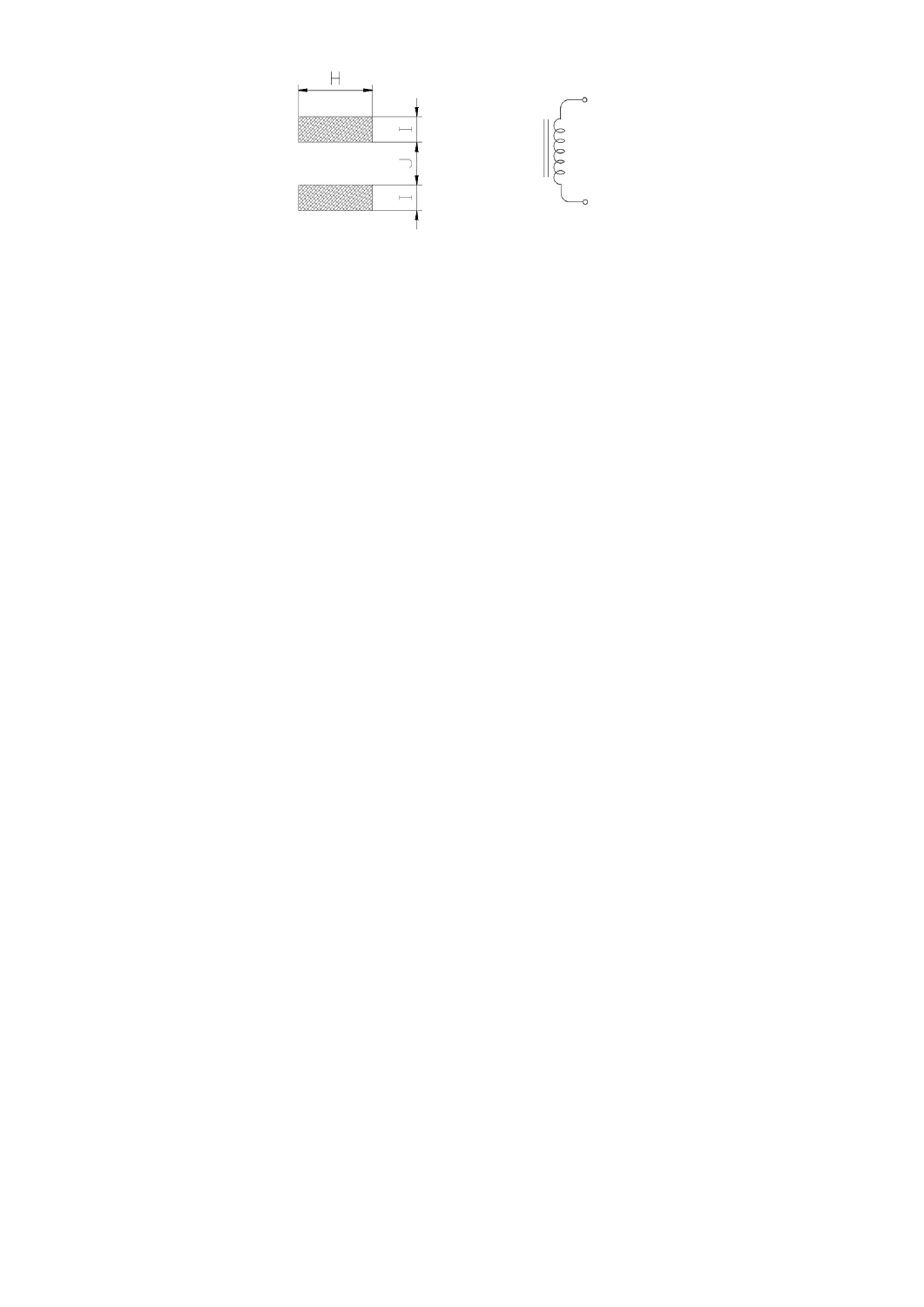H

I

J

I